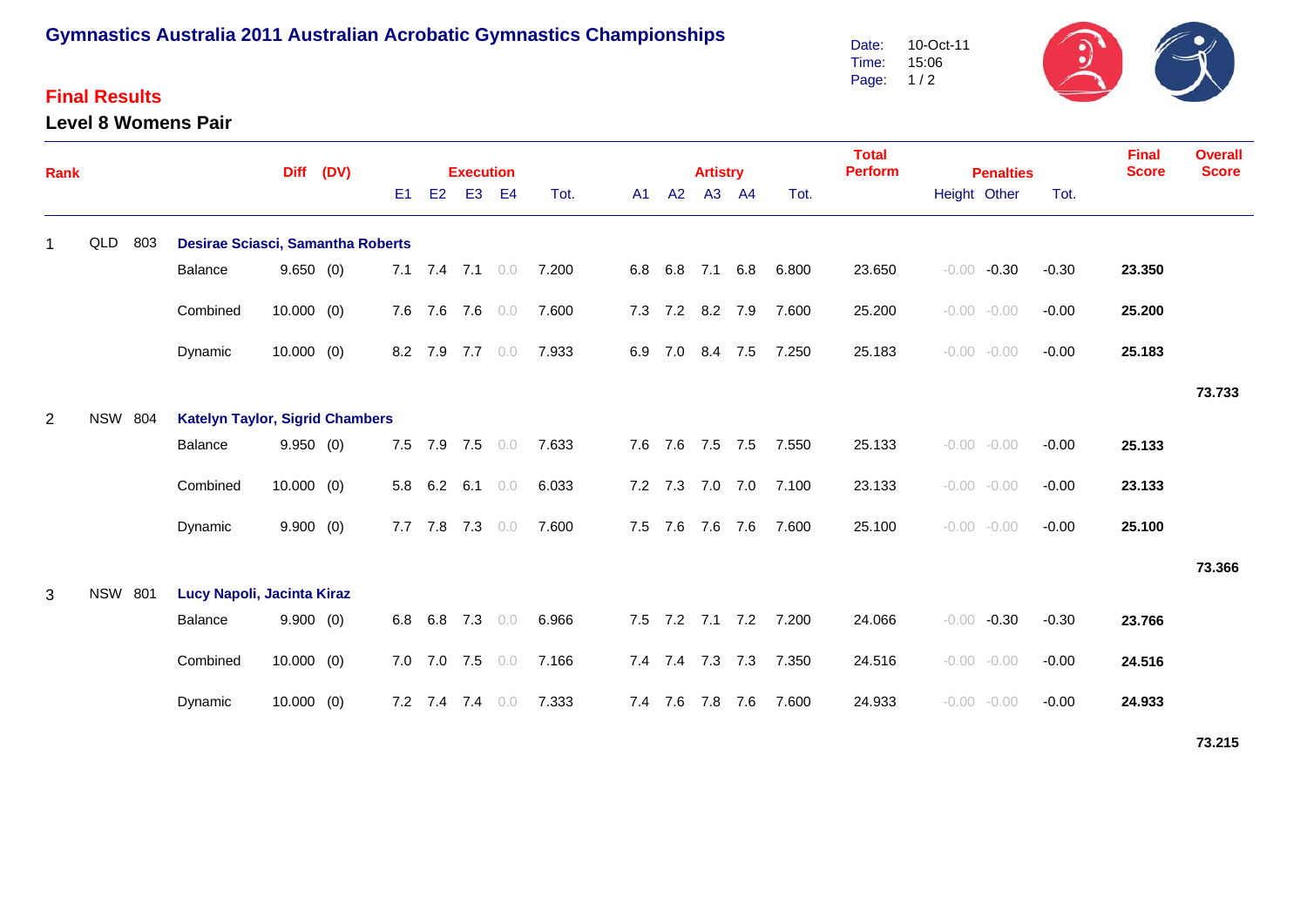# Gymnastics Australia 2011 Australian Acrobatic Gymnastics Championships

Date: 10-Oct-11
Time: 15:06

## Final Results

### Level 8 Womens Pair

| Rank | | | | Diff | (DV) | Execution E1 | E2 | E3 | E4 | Tot. | Artistry A1 | A2 | A3 | A4 | Tot. | Total Perform | Penalties Height | Other | Tot. | Final Score | Overall Score |
|---|---|---|---|---|---|---|---|---|---|---|---|---|---|---|---|---|---|---|---|---|---|
| 1 | QLD | 803 | **Desirae Sciasci, Samantha Roberts** | | | | | | | | | | | | | | | | | | |
| | | | Balance | 9.650 | (0) | 7.1 | 7.4 | 7.1 | 0.0 | 7.200 | 6.8 | 6.8 | 7.1 | 6.8 | 6.800 | 23.650 | -0.00 | -0.30 | -0.30 | **23.350** | |
| | | | Combined | 10.000 | (0) | 7.6 | 7.6 | 7.6 | 0.0 | 7.600 | 7.3 | 7.2 | 8.2 | 7.9 | 7.600 | 25.200 | -0.00 | -0.00 | -0.00 | **25.200** | |
| | | | Dynamic | 10.000 | (0) | 8.2 | 7.9 | 7.7 | 0.0 | 7.933 | 6.9 | 7.0 | 8.4 | 7.5 | 7.250 | 25.183 | -0.00 | -0.00 | -0.00 | **25.183** | |
| | | | | | | | | | | | | | | | | | | | | | **73.733** |
| 2 | NSW | 804 | **Katelyn Taylor, Sigrid Chambers** | | | | | | | | | | | | | | | | | | |
| | | | Balance | 9.950 | (0) | 7.5 | 7.9 | 7.5 | 0.0 | 7.633 | 7.6 | 7.6 | 7.5 | 7.5 | 7.550 | 25.133 | -0.00 | -0.00 | -0.00 | **25.133** | |
| | | | Combined | 10.000 | (0) | 5.8 | 6.2 | 6.1 | 0.0 | 6.033 | 7.2 | 7.3 | 7.0 | 7.0 | 7.100 | 23.133 | -0.00 | -0.00 | -0.00 | **23.133** | |
| | | | Dynamic | 9.900 | (0) | 7.7 | 7.8 | 7.3 | 0.0 | 7.600 | 7.5 | 7.6 | 7.6 | 7.6 | 7.600 | 25.100 | -0.00 | -0.00 | -0.00 | **25.100** | |
| | | | | | | | | | | | | | | | | | | | | | **73.366** |
| 3 | NSW | 801 | **Lucy Napoli, Jacinta Kiraz** | | | | | | | | | | | | | | | | | | |
| | | | Balance | 9.900 | (0) | 6.8 | 6.8 | 7.3 | 0.0 | 6.966 | 7.5 | 7.2 | 7.1 | 7.2 | 7.200 | 24.066 | -0.00 | -0.30 | -0.30 | **23.766** | |
| | | | Combined | 10.000 | (0) | 7.0 | 7.0 | 7.5 | 0.0 | 7.166 | 7.4 | 7.4 | 7.3 | 7.3 | 7.350 | 24.516 | -0.00 | -0.00 | -0.00 | **24.516** | |
| | | | Dynamic | 10.000 | (0) | 7.2 | 7.4 | 7.4 | 0.0 | 7.333 | 7.4 | 7.6 | 7.8 | 7.6 | 7.600 | 24.933 | -0.00 | -0.00 | -0.00 | **24.933** | |
| | | | | | | | | | | | | | | | | | | | | | **73.215** |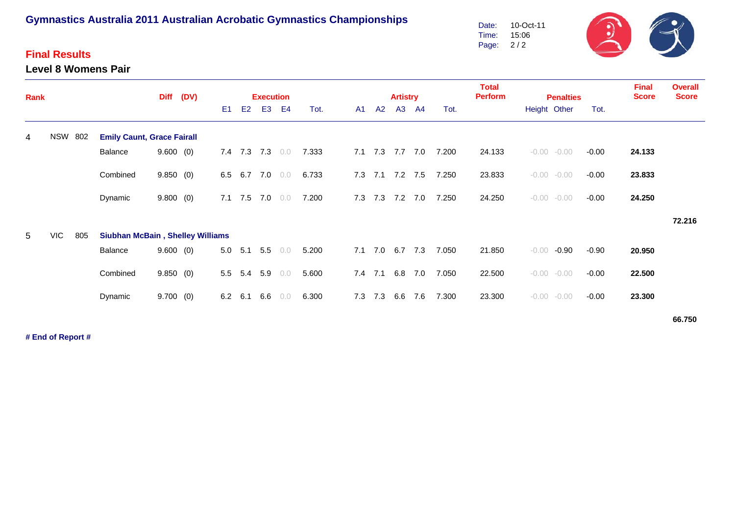# Gymnastics Australia 2011 Australian Acrobatic Gymnastics Championships

Date: 10-Oct-11
Time: 15:06

## Final Results

### Level 8 Womens Pair

| Rank | | | | Diff | (DV) | Execution | | | | | Artistry | | | | | Total Perform | Penalties | | | Final Score | Overall Score |
|---|---|---|---|---|---|---|---|---|---|---|---|---|---|---|---|---|---|---|---|---|---|
| | | | | | | E1 | E2 | E3 | E4 | Tot. | A1 | A2 | A3 | A4 | Tot. | | Height | Other | Tot. | | |
| 4 | NSW | 802 | **Emily Caunt, Grace Fairall** | | | | | | | | | | | | | | | | | | |
| | | | Balance | 9.600 | (0) | 7.4 | 7.3 | 7.3 | 0.0 | 7.333 | 7.1 | 7.3 | 7.7 | 7.0 | 7.200 | 24.133 | -0.00 | -0.00 | -0.00 | **24.133** | |
| | | | Combined | 9.850 | (0) | 6.5 | 6.7 | 7.0 | 0.0 | 6.733 | 7.3 | 7.1 | 7.2 | 7.5 | 7.250 | 23.833 | -0.00 | -0.00 | -0.00 | **23.833** | |
| | | | Dynamic | 9.800 | (0) | 7.1 | 7.5 | 7.0 | 0.0 | 7.200 | 7.3 | 7.3 | 7.2 | 7.0 | 7.250 | 24.250 | -0.00 | -0.00 | -0.00 | **24.250** | |
| | | | | | | | | | | | | | | | | | | | | | **72.216** |
| 5 | VIC | 805 | **Siubhan McBain , Shelley Williams** | | | | | | | | | | | | | | | | | | |
| | | | Balance | 9.600 | (0) | 5.0 | 5.1 | 5.5 | 0.0 | 5.200 | 7.1 | 7.0 | 6.7 | 7.3 | 7.050 | 21.850 | -0.00 | -0.90 | -0.90 | **20.950** | |
| | | | Combined | 9.850 | (0) | 5.5 | 5.4 | 5.9 | 0.0 | 5.600 | 7.4 | 7.1 | 6.8 | 7.0 | 7.050 | 22.500 | -0.00 | -0.00 | -0.00 | **22.500** | |
| | | | Dynamic | 9.700 | (0) | 6.2 | 6.1 | 6.6 | 0.0 | 6.300 | 7.3 | 7.3 | 6.6 | 7.6 | 7.300 | 23.300 | -0.00 | -0.00 | -0.00 | **23.300** | |
| | | | | | | | | | | | | | | | | | | | | | **66.750** |

**# End of Report #**